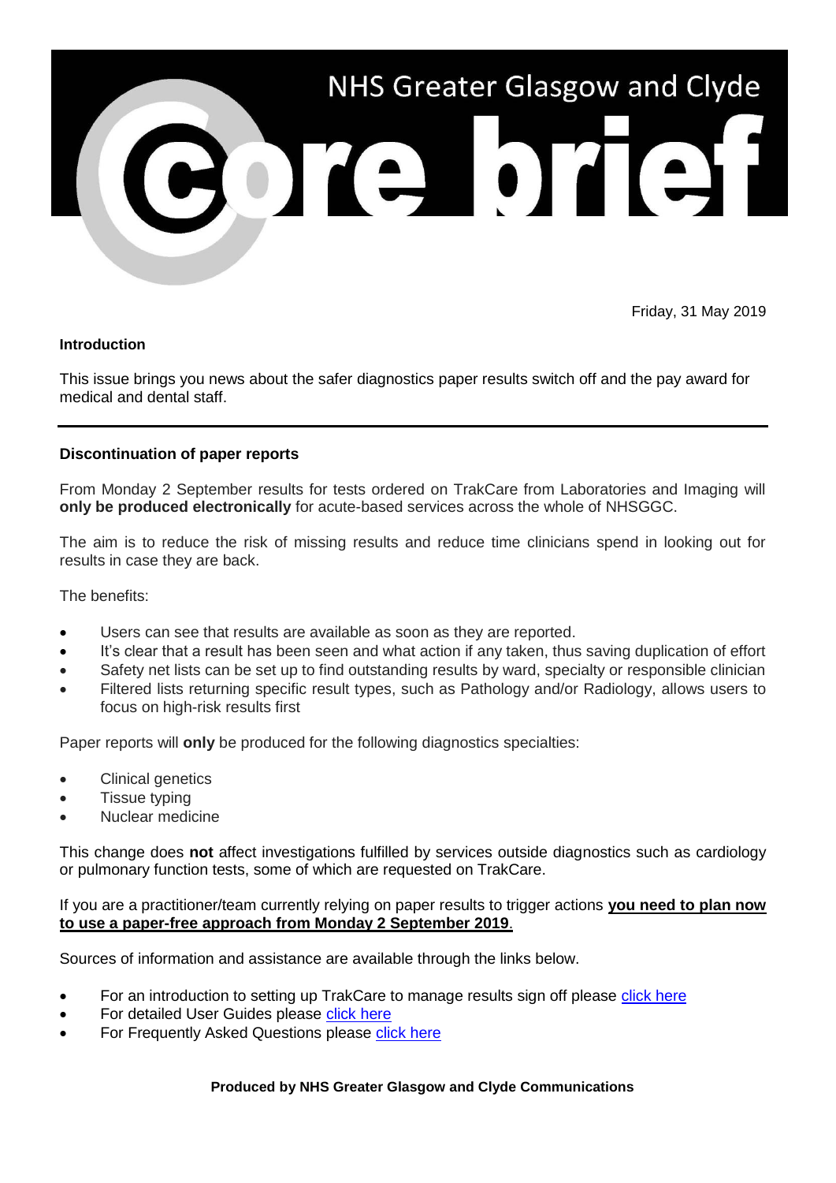# NHS Greater Glasgow and Clyde Core brief

Friday, 31 May 2019

**Introduction**

This issue brings you news about the safer diagnostics paper results switch off and the pay award for medical and dental staff.

---

**Discontinuation of paper reports**

From Monday 2 September results for tests ordered on TrakCare from Laboratories and Imaging will **only be produced electronically** for acute-based services across the whole of NHSGGC.

The aim is to reduce the risk of missing results and reduce time clinicians spend in looking out for results in case they are back.

The benefits:

- Users can see that results are available as soon as they are reported.
- It's clear that a result has been seen and what action if any taken, thus saving duplication of effort
- Safety net lists can be set up to find outstanding results by ward, specialty or responsible clinician
- Filtered lists returning specific result types, such as Pathology and/or Radiology, allows users to focus on high-risk results first

Paper reports will **only** be produced for the following diagnostics specialties:

- Clinical genetics
- Tissue typing
- Nuclear medicine

This change does **not** affect investigations fulfilled by services outside diagnostics such as cardiology or pulmonary function tests, some of which are requested on TrakCare.

If you are a practitioner/team currently relying on paper results to trigger actions **you need to plan now to use a paper-free approach from Monday 2 September 2019**.

Sources of information and assistance are available through the links below.

- For an introduction to setting up TrakCare to manage results sign off please click here
- For detailed User Guides please click here
- For Frequently Asked Questions please click here

**Produced by NHS Greater Glasgow and Clyde Communications**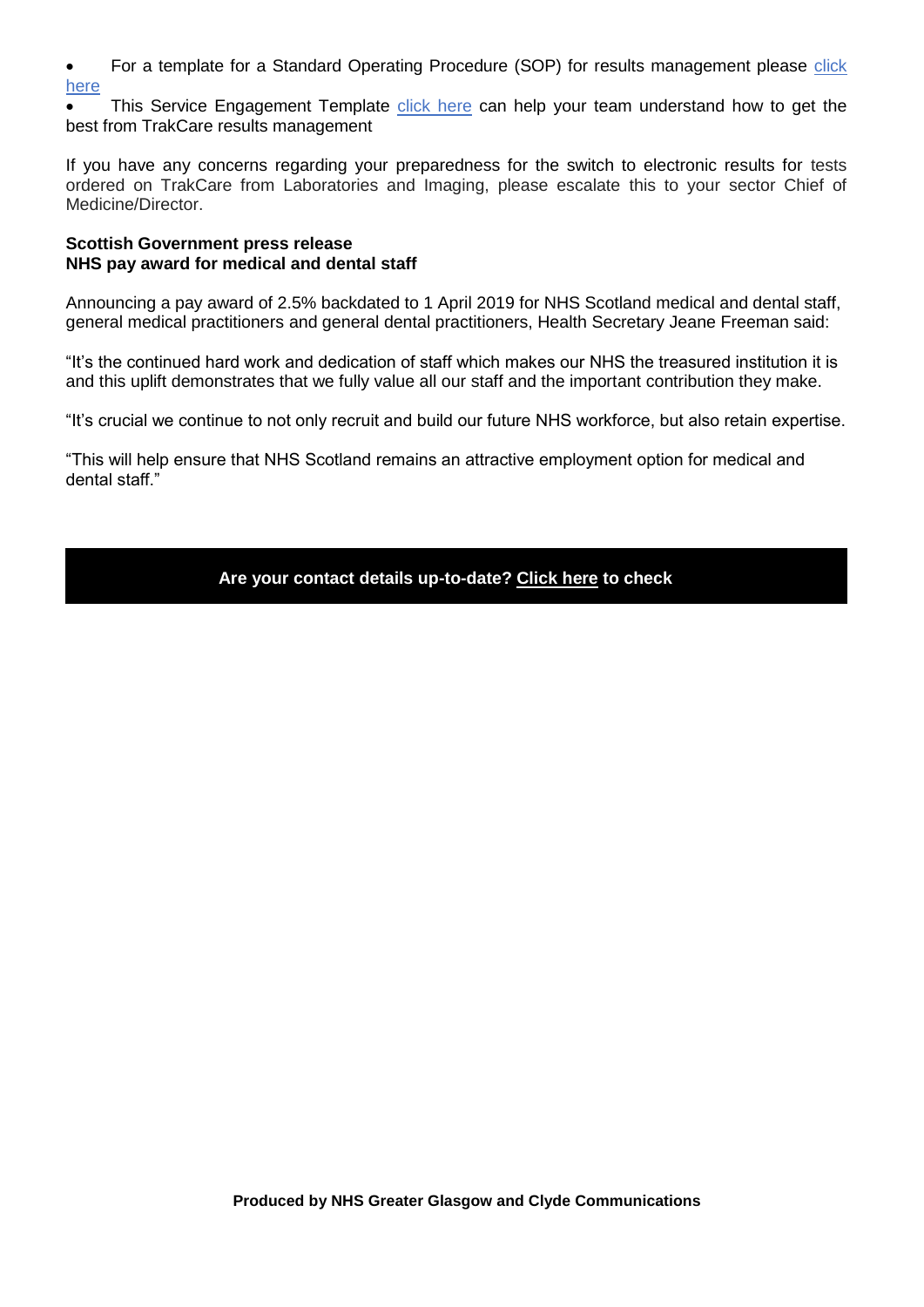- For a template for a Standard Operating Procedure (SOP) for results management please click here
- This Service Engagement Template click here can help your team understand how to get the best from TrakCare results management

If you have any concerns regarding your preparedness for the switch to electronic results for tests ordered on TrakCare from Laboratories and Imaging, please escalate this to your sector Chief of Medicine/Director.

**Scottish Government press release**
**NHS pay award for medical and dental staff**

Announcing a pay award of 2.5% backdated to 1 April 2019 for NHS Scotland medical and dental staff, general medical practitioners and general dental practitioners, Health Secretary Jeane Freeman said:

"It's the continued hard work and dedication of staff which makes our NHS the treasured institution it is and this uplift demonstrates that we fully value all our staff and the important contribution they make.

"It's crucial we continue to not only recruit and build our future NHS workforce, but also retain expertise.

"This will help ensure that NHS Scotland remains an attractive employment option for medical and dental staff."

**Are your contact details up-to-date? Click here to check**

**Produced by NHS Greater Glasgow and Clyde Communications**